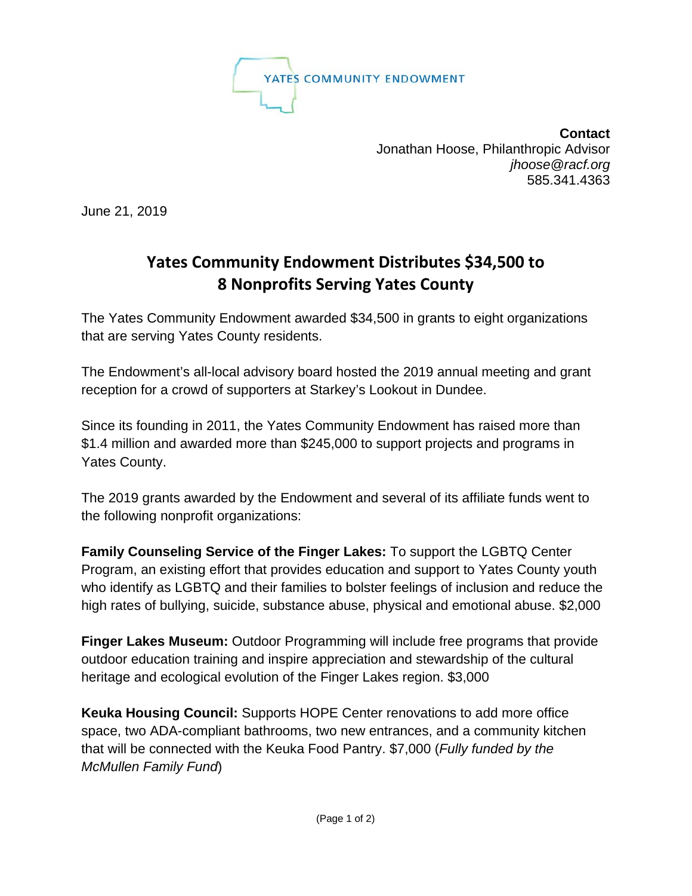YATES COMMUNITY ENDOWMENT

**Contact**
Jonathan Hoose, Philanthropic Advisor
*jhoose@racf.org*
585.341.4363

June 21, 2019

# Yates Community Endowment Distributes $34,500 to 8 Nonprofits Serving Yates County

The Yates Community Endowment awarded $34,500 in grants to eight organizations that are serving Yates County residents.

The Endowment's all-local advisory board hosted the 2019 annual meeting and grant reception for a crowd of supporters at Starkey's Lookout in Dundee.

Since its founding in 2011, the Yates Community Endowment has raised more than $1.4 million and awarded more than $245,000 to support projects and programs in Yates County.

The 2019 grants awarded by the Endowment and several of its affiliate funds went to the following nonprofit organizations:

**Family Counseling Service of the Finger Lakes:** To support the LGBTQ Center Program, an existing effort that provides education and support to Yates County youth who identify as LGBTQ and their families to bolster feelings of inclusion and reduce the high rates of bullying, suicide, substance abuse, physical and emotional abuse. $2,000

**Finger Lakes Museum:** Outdoor Programming will include free programs that provide outdoor education training and inspire appreciation and stewardship of the cultural heritage and ecological evolution of the Finger Lakes region. $3,000

**Keuka Housing Council:** Supports HOPE Center renovations to add more office space, two ADA-compliant bathrooms, two new entrances, and a community kitchen that will be connected with the Keuka Food Pantry. $7,000 (*Fully funded by the McMullen Family Fund*)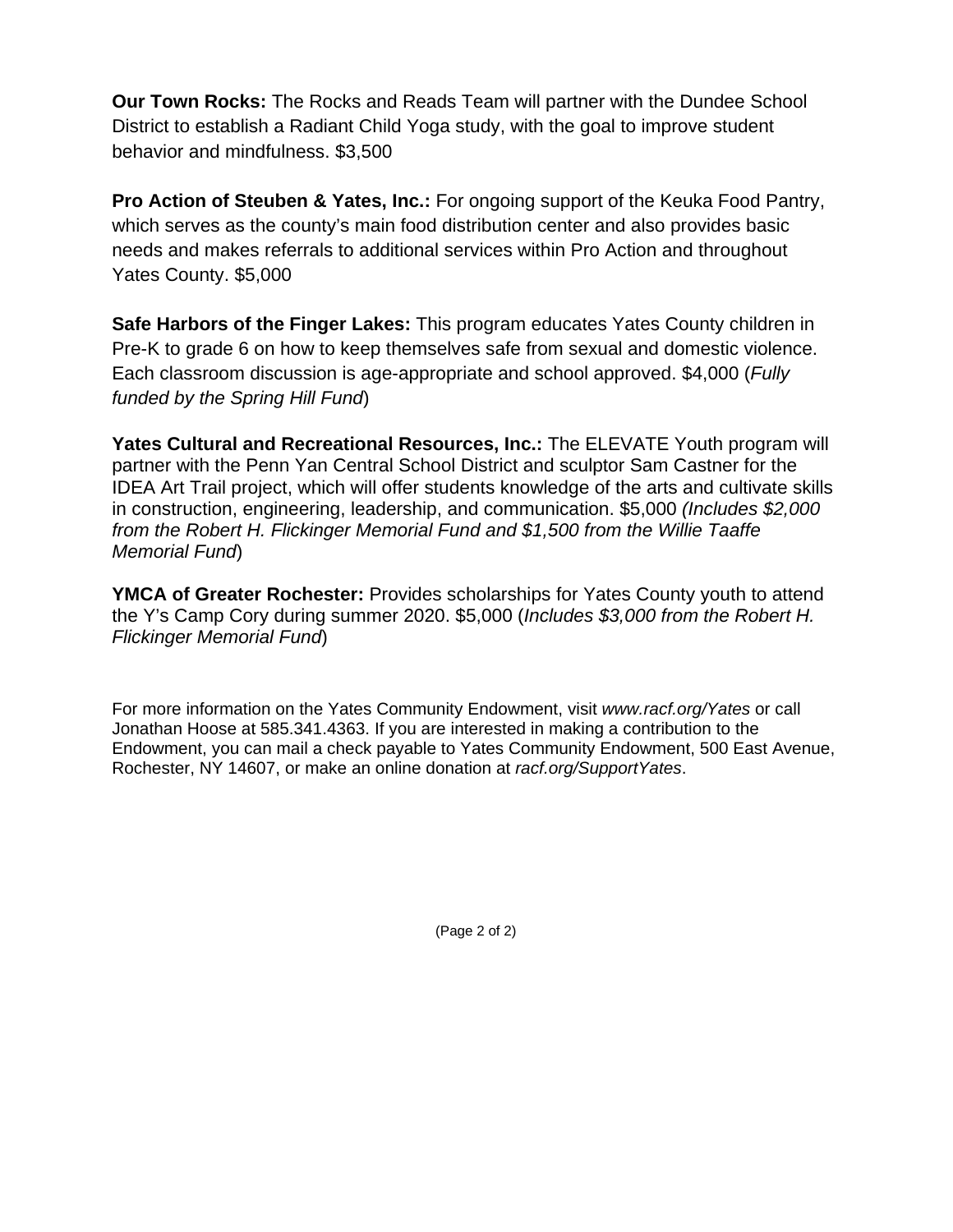**Our Town Rocks:** The Rocks and Reads Team will partner with the Dundee School District to establish a Radiant Child Yoga study, with the goal to improve student behavior and mindfulness. $3,500

**Pro Action of Steuben & Yates, Inc.:** For ongoing support of the Keuka Food Pantry, which serves as the county's main food distribution center and also provides basic needs and makes referrals to additional services within Pro Action and throughout Yates County. $5,000

**Safe Harbors of the Finger Lakes:** This program educates Yates County children in Pre-K to grade 6 on how to keep themselves safe from sexual and domestic violence. Each classroom discussion is age-appropriate and school approved. $4,000 (*Fully funded by the Spring Hill Fund*)

**Yates Cultural and Recreational Resources, Inc.:** The ELEVATE Youth program will partner with the Penn Yan Central School District and sculptor Sam Castner for the IDEA Art Trail project, which will offer students knowledge of the arts and cultivate skills in construction, engineering, leadership, and communication. $5,000 *(Includes $2,000 from the Robert H. Flickinger Memorial Fund and $1,500 from the Willie Taaffe Memorial Fund*)

**YMCA of Greater Rochester:** Provides scholarships for Yates County youth to attend the Y's Camp Cory during summer 2020. $5,000 (*Includes $3,000 from the Robert H. Flickinger Memorial Fund*)

For more information on the Yates Community Endowment, visit *www.racf.org/Yates* or call Jonathan Hoose at 585.341.4363. If you are interested in making a contribution to the Endowment, you can mail a check payable to Yates Community Endowment, 500 East Avenue, Rochester, NY 14607, or make an online donation at *racf.org/SupportYates*.